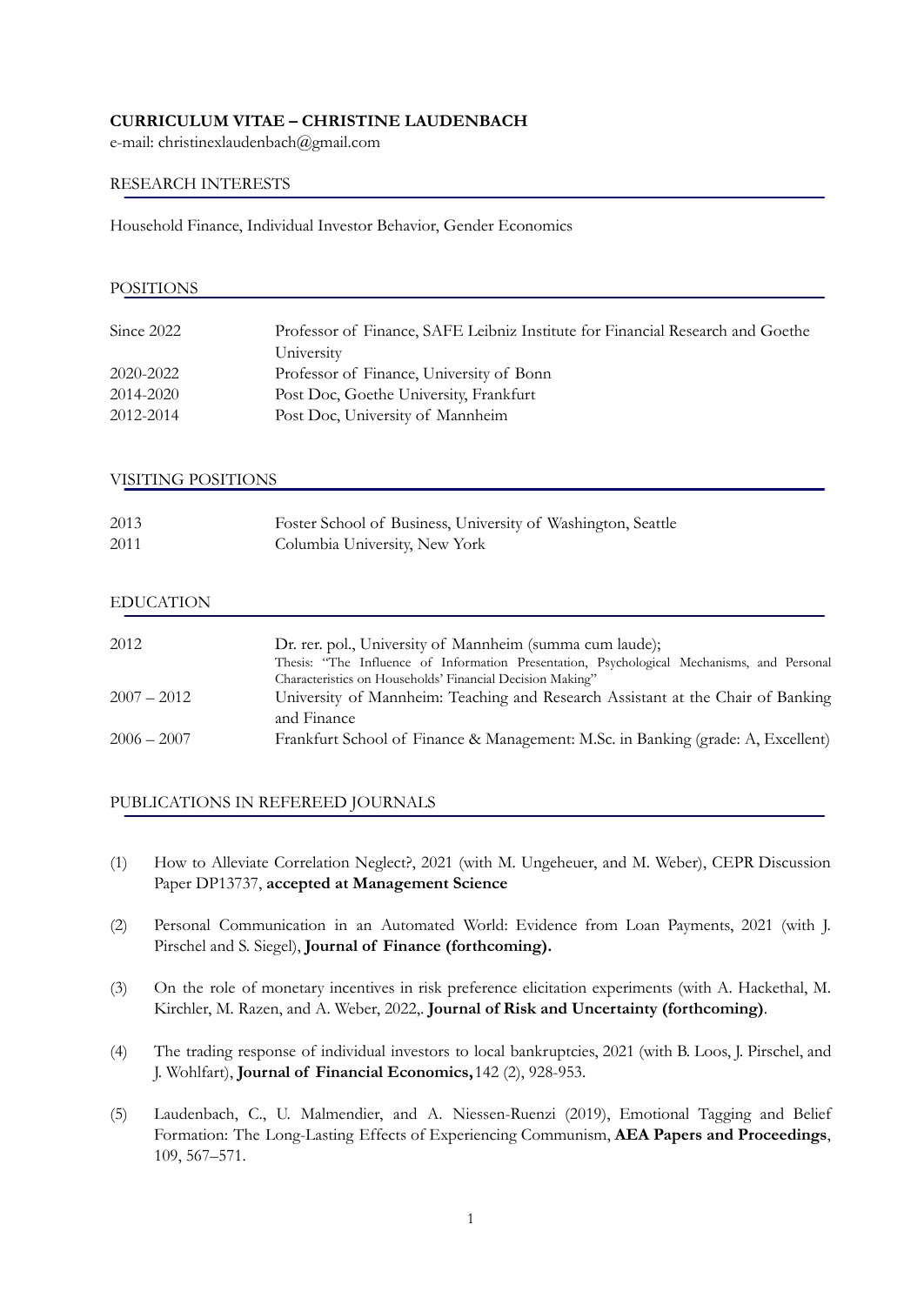# CURRICULUM VITAE – CHRISTINE LAUDENBACH

e-mail: christinexlaudenbach@gmail.com

## RESEARCH INTERESTS

Household Finance, Individual Investor Behavior, Gender Economics

## POSITIONS

| | |
|---|---|
| Since 2022 | Professor of Finance, SAFE Leibniz Institute for Financial Research and Goethe University |
| 2020-2022 | Professor of Finance, University of Bonn |
| 2014-2020 | Post Doc, Goethe University, Frankfurt |
| 2012-2014 | Post Doc, University of Mannheim |

## VISITING POSITIONS

| | |
|---|---|
| 2013 | Foster School of Business, University of Washington, Seattle |
| 2011 | Columbia University, New York |

## EDUCATION

| | |
|---|---|
| 2012 | Dr. rer. pol., University of Mannheim (summa cum laude); Thesis: "The Influence of Information Presentation, Psychological Mechanisms, and Personal Characteristics on Households' Financial Decision Making" |
| 2007 – 2012 | University of Mannheim: Teaching and Research Assistant at the Chair of Banking and Finance |
| 2006 – 2007 | Frankfurt School of Finance & Management: M.Sc. in Banking (grade: A, Excellent) |

## PUBLICATIONS IN REFEREED JOURNALS

(1) How to Alleviate Correlation Neglect?, 2021 (with M. Ungeheuer, and M. Weber), CEPR Discussion Paper DP13737, **accepted at Management Science**

(2) Personal Communication in an Automated World: Evidence from Loan Payments, 2021 (with J. Pirschel and S. Siegel), **Journal of Finance (forthcoming).**

(3) On the role of monetary incentives in risk preference elicitation experiments (with A. Hackethal, M. Kirchler, M. Razen, and A. Weber, 2022,. **Journal of Risk and Uncertainty (forthcoming)**.

(4) The trading response of individual investors to local bankruptcies, 2021 (with B. Loos, J. Pirschel, and J. Wohlfart), **Journal of Financial Economics,** 142 (2), 928-953.

(5) Laudenbach, C., U. Malmendier, and A. Niessen-Ruenzi (2019), Emotional Tagging and Belief Formation: The Long-Lasting Effects of Experiencing Communism, **AEA Papers and Proceedings**, 109, 567–571.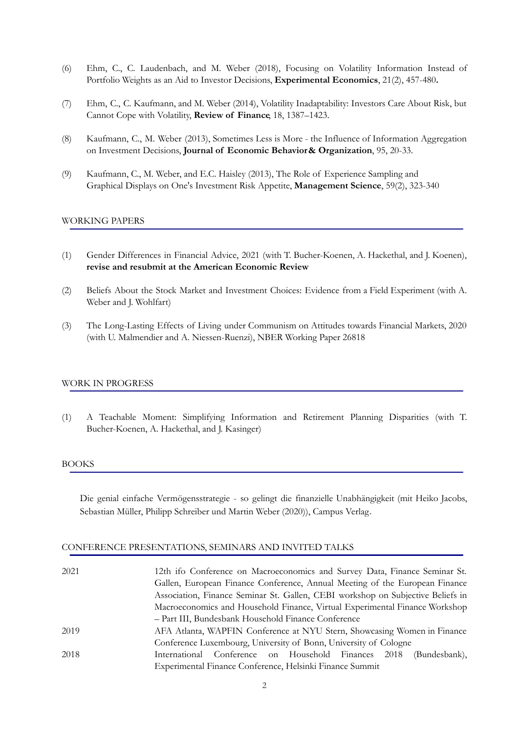(6) Ehm, C., C. Laudenbach, and M. Weber (2018), Focusing on Volatility Information Instead of Portfolio Weights as an Aid to Investor Decisions, **Experimental Economics**, 21(2), 457-480**.**

(7) Ehm, C., C. Kaufmann, and M. Weber (2014), Volatility Inadaptability: Investors Care About Risk, but Cannot Cope with Volatility, **Review of Finance**, 18, 1387–1423.

(8) Kaufmann, C., M. Weber (2013), Sometimes Less is More - the Influence of Information Aggregation on Investment Decisions, **Journal of Economic Behavior & Organization**, 95, 20-33.

(9) Kaufmann, C., M. Weber, and E.C. Haisley (2013), The Role of Experience Sampling and Graphical Displays on One's Investment Risk Appetite, **Management Science**, 59(2), 323-340

## WORKING PAPERS

(1) Gender Differences in Financial Advice, 2021 (with T. Bucher-Koenen, A. Hackethal, and J. Koenen), **revise and resubmit at the American Economic Review**

(2) Beliefs About the Stock Market and Investment Choices: Evidence from a Field Experiment (with A. Weber and J. Wohlfart)

(3) The Long-Lasting Effects of Living under Communism on Attitudes towards Financial Markets, 2020 (with U. Malmendier and A. Niessen-Ruenzi), NBER Working Paper 26818

## WORK IN PROGRESS

(1) A Teachable Moment: Simplifying Information and Retirement Planning Disparities (with T. Bucher-Koenen, A. Hackethal, and J. Kasinger)

## BOOKS

Die genial einfache Vermögensstrategie - so gelingt die finanzielle Unabhängigkeit (mit Heiko Jacobs, Sebastian Müller, Philipp Schreiber und Martin Weber (2020)), Campus Verlag.

## CONFERENCE PRESENTATIONS, SEMINARS AND INVITED TALKS

| | |
|---|---|
| 2021 | 12th ifo Conference on Macroeconomics and Survey Data, Finance Seminar St. Gallen, European Finance Conference, Annual Meeting of the European Finance Association, Finance Seminar St. Gallen, CEBI workshop on Subjective Beliefs in Macroeconomics and Household Finance, Virtual Experimental Finance Workshop – Part III, Bundesbank Household Finance Conference |
| 2019 | AFA Atlanta, WAPFIN Conference at NYU Stern, Showcasing Women in Finance Conference Luxembourg, University of Bonn, University of Cologne |
| 2018 | International Conference on Household Finances 2018 (Bundesbank), Experimental Finance Conference, Helsinki Finance Summit |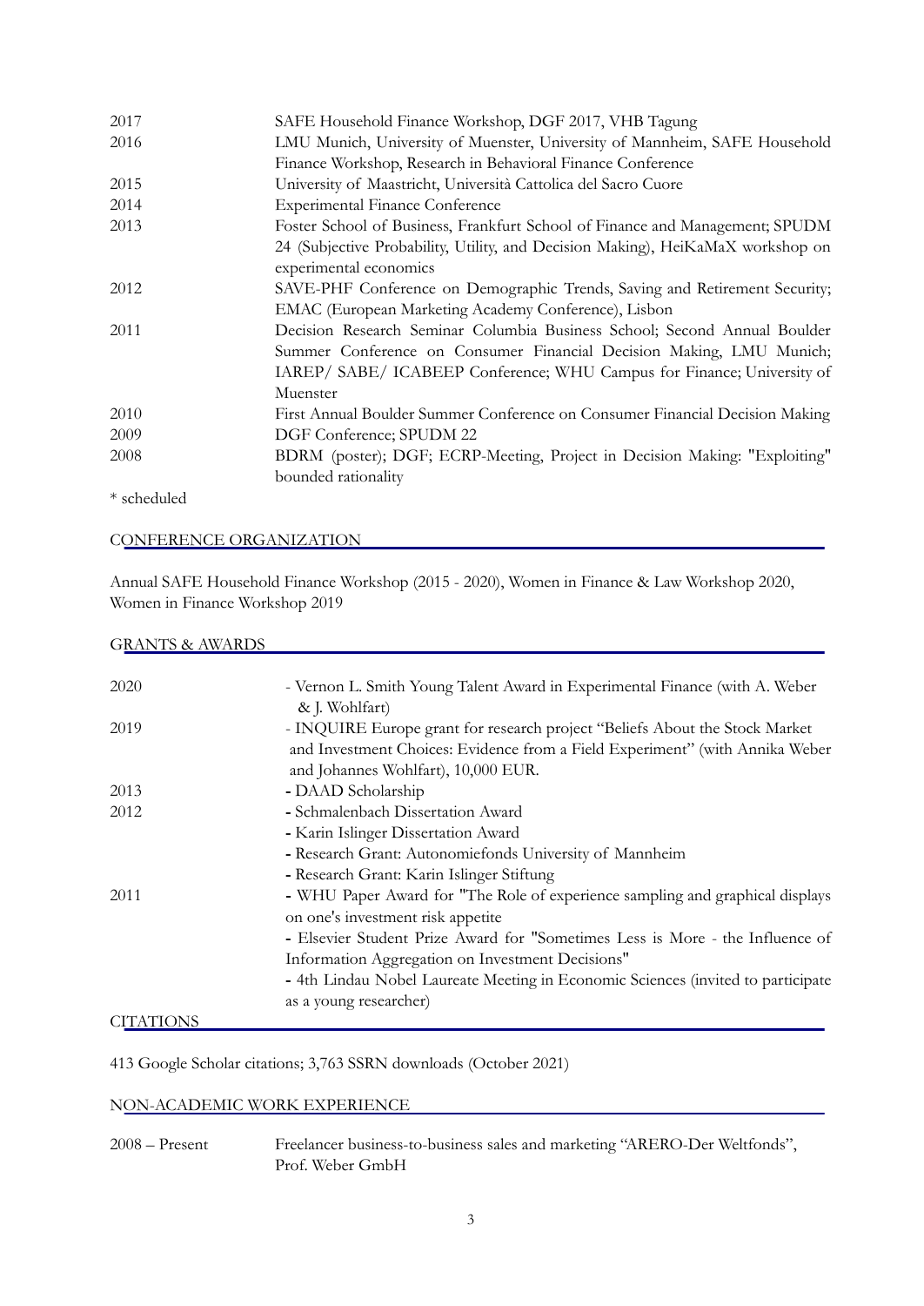| | |
|---|---|
| 2017 | SAFE Household Finance Workshop, DGF 2017, VHB Tagung |
| 2016 | LMU Munich, University of Muenster, University of Mannheim, SAFE Household Finance Workshop, Research in Behavioral Finance Conference |
| 2015 | University of Maastricht, Università Cattolica del Sacro Cuore |
| 2014 | Experimental Finance Conference |
| 2013 | Foster School of Business, Frankfurt School of Finance and Management; SPUDM 24 (Subjective Probability, Utility, and Decision Making), HeiKaMaX workshop on experimental economics |
| 2012 | SAVE-PHF Conference on Demographic Trends, Saving and Retirement Security; EMAC (European Marketing Academy Conference), Lisbon |
| 2011 | Decision Research Seminar Columbia Business School; Second Annual Boulder Summer Conference on Consumer Financial Decision Making, LMU Munich; IAREP/ SABE/ ICABEEP Conference; WHU Campus for Finance; University of Muenster |
| 2010 | First Annual Boulder Summer Conference on Consumer Financial Decision Making |
| 2009 | DGF Conference; SPUDM 22 |
| 2008 | BDRM (poster); DGF; ECRP-Meeting, Project in Decision Making: "Exploiting" bounded rationality |

* scheduled

## CONFERENCE ORGANIZATION

Annual SAFE Household Finance Workshop (2015 - 2020), Women in Finance & Law Workshop 2020, Women in Finance Workshop 2019

## GRANTS & AWARDS

| | |
|---|---|
| 2020 | - Vernon L. Smith Young Talent Award in Experimental Finance (with A. Weber & J. Wohlfart) |
| 2019 | - INQUIRE Europe grant for research project "Beliefs About the Stock Market and Investment Choices: Evidence from a Field Experiment" (with Annika Weber and Johannes Wohlfart), 10,000 EUR. |
| 2013 | - DAAD Scholarship |
| 2012 | - Schmalenbach Dissertation Award<br>- Karin Islinger Dissertation Award<br>- Research Grant: Autonomiefonds University of Mannheim<br>- Research Grant: Karin Islinger Stiftung |
| 2011 | - WHU Paper Award for "The Role of experience sampling and graphical displays on one's investment risk appetite<br>- Elsevier Student Prize Award for "Sometimes Less is More - the Influence of Information Aggregation on Investment Decisions"<br>- 4th Lindau Nobel Laureate Meeting in Economic Sciences (invited to participate as a young researcher) |

## CITATIONS

413 Google Scholar citations; 3,763 SSRN downloads (October 2021)

## NON-ACADEMIC WORK EXPERIENCE

| | |
|---|---|
| 2008 – Present | Freelancer business-to-business sales and marketing "ARERO-Der Weltfonds", Prof. Weber GmbH |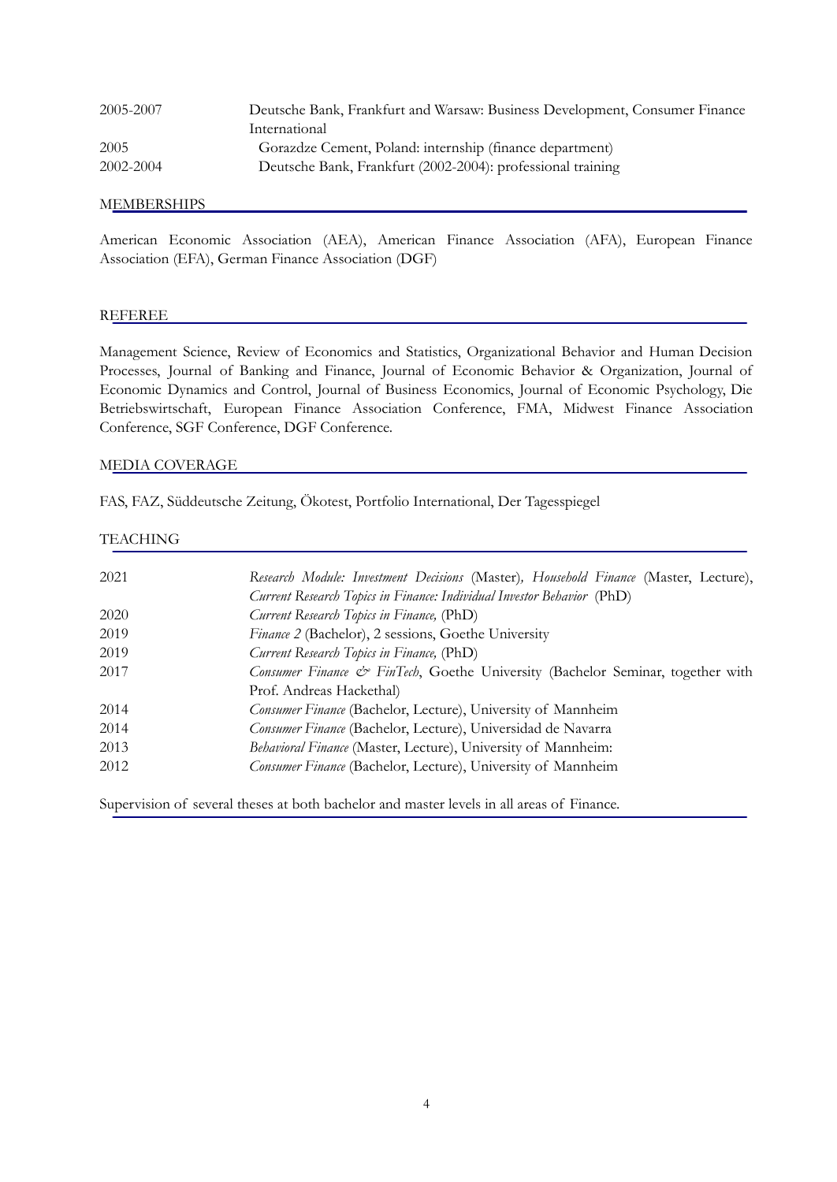| | |
|---|---|
| 2005-2007 | Deutsche Bank, Frankfurt and Warsaw: Business Development, Consumer Finance International |
| 2005 | Gorazdze Cement, Poland: internship (finance department) |
| 2002-2004 | Deutsche Bank, Frankfurt (2002-2004): professional training |

## MEMBERSHIPS

American Economic Association (AEA), American Finance Association (AFA), European Finance Association (EFA), German Finance Association (DGF)

## REFEREE

Management Science, Review of Economics and Statistics, Organizational Behavior and Human Decision Processes, Journal of Banking and Finance, Journal of Economic Behavior & Organization, Journal of Economic Dynamics and Control, Journal of Business Economics, Journal of Economic Psychology, Die Betriebswirtschaft, European Finance Association Conference, FMA, Midwest Finance Association Conference, SGF Conference, DGF Conference.

## MEDIA COVERAGE

FAS, FAZ, Süddeutsche Zeitung, Ökotest, Portfolio International, Der Tagesspiegel

## TEACHING

| | |
|---|---|
| 2021 | *Research Module: Investment Decisions* (Master), *Household Finance* (Master, Lecture), *Current Research Topics in Finance: Individual Investor Behavior* (PhD) |
| 2020 | *Current Research Topics in Finance,* (PhD) |
| 2019 | *Finance 2* (Bachelor), 2 sessions, Goethe University |
| 2019 | *Current Research Topics in Finance,* (PhD) |
| 2017 | *Consumer Finance & FinTech*, Goethe University (Bachelor Seminar, together with Prof. Andreas Hackethal) |
| 2014 | *Consumer Finance* (Bachelor, Lecture), University of Mannheim |
| 2014 | *Consumer Finance* (Bachelor, Lecture), Universidad de Navarra |
| 2013 | *Behavioral Finance* (Master, Lecture), University of Mannheim: |
| 2012 | *Consumer Finance* (Bachelor, Lecture), University of Mannheim |

Supervision of several theses at both bachelor and master levels in all areas of Finance.